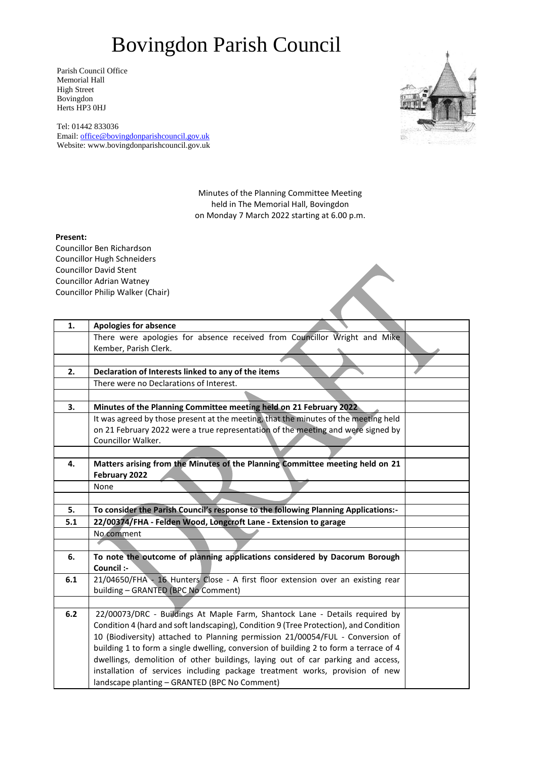# Bovingdon Parish Council

Parish Council Office
Memorial Hall
High Street
Bovingdon
Herts HP3 0HJ

Tel: 01442 833036
Email: office@bovingdonparishcouncil.gov.uk
Website: www.bovingdonparishcouncil.gov.uk

Minutes of the Planning Committee Meeting
held in The Memorial Hall, Bovingdon
on Monday 7 March 2022 starting at 6.00 p.m.

**Present:**
Councillor Ben Richardson
Councillor Hugh Schneiders
Councillor David Stent
Councillor Adrian Watney
Councillor Philip Walker (Chair)

| | | |
|---|---|---|
| **1.** | **Apologies for absence** | |
| | There were apologies for absence received from Councillor Wright and Mike Kember, Parish Clerk. | |
| | | |
| **2.** | **Declaration of Interests linked to any of the items** | |
| | There were no Declarations of Interest. | |
| | | |
| **3.** | **Minutes of the Planning Committee meeting held on 21 February 2022** | |
| | It was agreed by those present at the meeting, that the minutes of the meeting held on 21 February 2022 were a true representation of the meeting and were signed by Councillor Walker. | |
| | | |
| **4.** | **Matters arising from the Minutes of the Planning Committee meeting held on 21 February 2022** | |
| | None | |
| | | |
| **5.** | **To consider the Parish Council's response to the following Planning Applications:-** | |
| **5.1** | **22/00374/FHA - Felden Wood, Longcroft Lane - Extension to garage** | |
| | No comment | |
| | | |
| **6.** | **To note the outcome of planning applications considered by Dacorum Borough Council :-** | |
| **6.1** | 21/04650/FHA - 16 Hunters Close - A first floor extension over an existing rear building – GRANTED (BPC No Comment) | |
| | | |
| **6.2** | 22/00073/DRC - Buildings At Maple Farm, Shantock Lane - Details required by Condition 4 (hard and soft landscaping), Condition 9 (Tree Protection), and Condition 10 (Biodiversity) attached to Planning permission 21/00054/FUL - Conversion of building 1 to form a single dwelling, conversion of building 2 to form a terrace of 4 dwellings, demolition of other buildings, laying out of car parking and access, installation of services including package treatment works, provision of new landscape planting – GRANTED (BPC No Comment) | |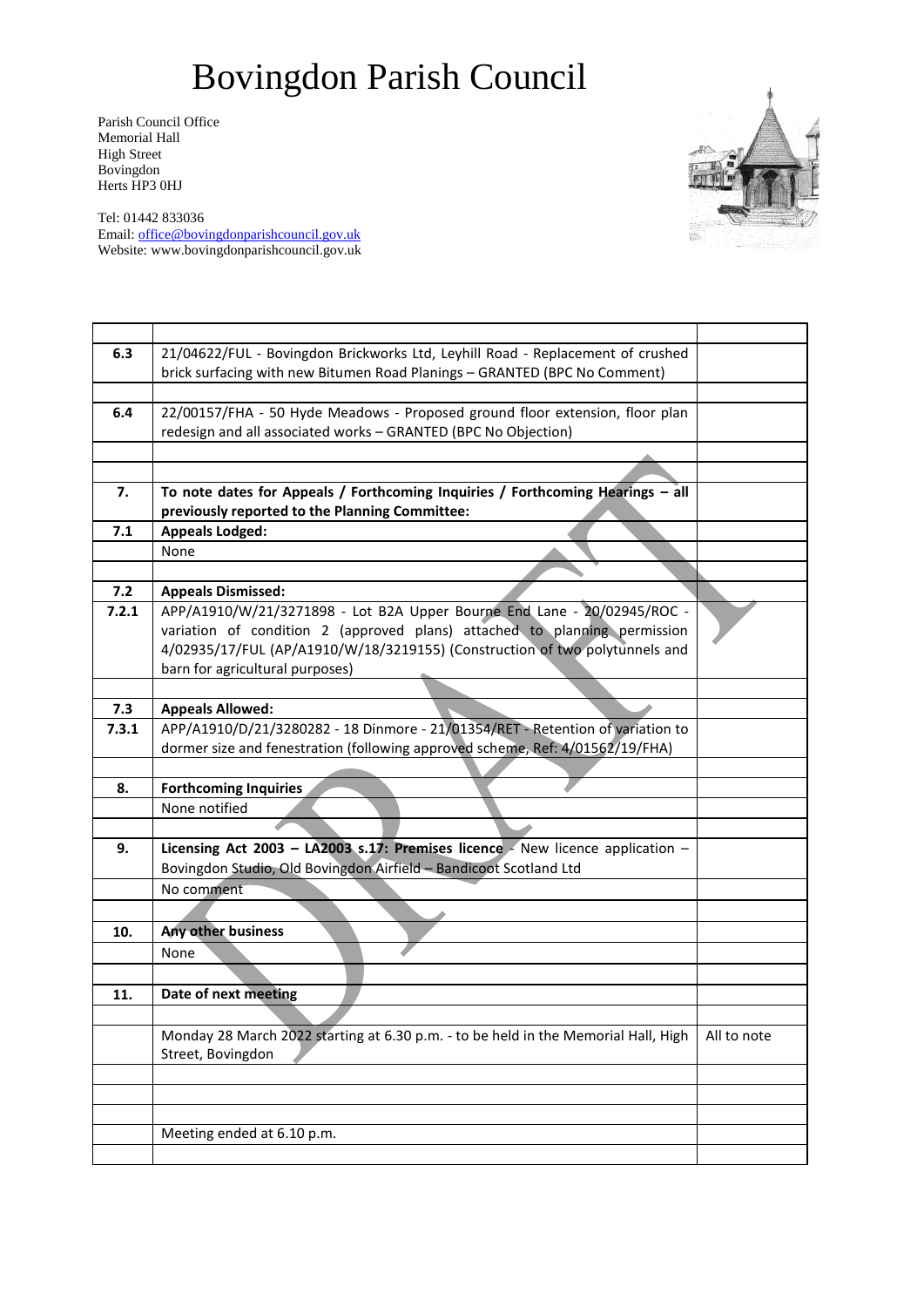# Bovingdon Parish Council

Parish Council Office
Memorial Hall
High Street
Bovingdon
Herts HP3 0HJ

Tel: 01442 833036
Email: office@bovingdonparishcouncil.gov.uk
Website: www.bovingdonparishcouncil.gov.uk

| | | |
|---|---|---|
| **6.3** | 21/04622/FUL - Bovingdon Brickworks Ltd, Leyhill Road - Replacement of crushed brick surfacing with new Bitumen Road Planings – GRANTED (BPC No Comment) | |
| | | |
| **6.4** | 22/00157/FHA - 50 Hyde Meadows - Proposed ground floor extension, floor plan redesign and all associated works – GRANTED (BPC No Objection) | |
| | | |
| | | |
| **7.** | **To note dates for Appeals / Forthcoming Inquiries / Forthcoming Hearings – all previously reported to the Planning Committee:** | |
| **7.1** | **Appeals Lodged:** | |
| | None | |
| | | |
| **7.2** | **Appeals Dismissed:** | |
| **7.2.1** | APP/A1910/W/21/3271898 - Lot B2A Upper Bourne End Lane - 20/02945/ROC - variation of condition 2 (approved plans) attached to planning permission 4/02935/17/FUL (AP/A1910/W/18/3219155) (Construction of two polytunnels and barn for agricultural purposes) | |
| | | |
| **7.3** | **Appeals Allowed:** | |
| **7.3.1** | APP/A1910/D/21/3280282 - 18 Dinmore - 21/01354/RET - Retention of variation to dormer size and fenestration (following approved scheme, Ref: 4/01562/19/FHA) | |
| | | |
| **8.** | **Forthcoming Inquiries** | |
| | None notified | |
| | | |
| **9.** | **Licensing Act 2003 – LA2003 s.17: Premises licence** - New licence application – Bovingdon Studio, Old Bovingdon Airfield – Bandicoot Scotland Ltd | |
| | No comment | |
| | | |
| **10.** | **Any other business** | |
| | None | |
| | | |
| **11.** | **Date of next meeting** | |
| | | |
| | Monday 28 March 2022 starting at 6.30 p.m. - to be held in the Memorial Hall, High Street, Bovingdon | All to note |
| | | |
| | | |
| | | |
| | Meeting ended at 6.10 p.m. | |
| | | |

DRAFT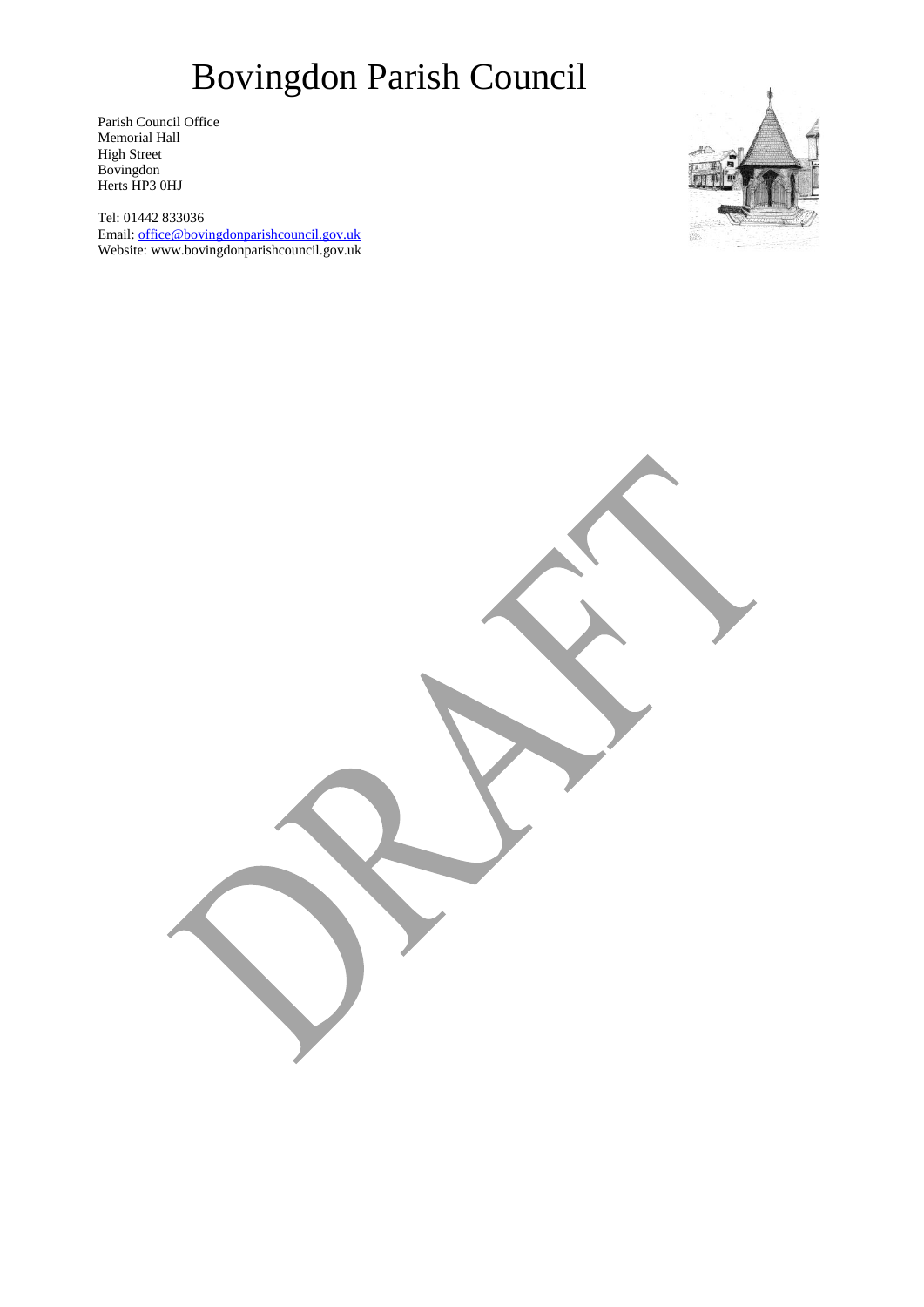# Bovingdon Parish Council

Parish Council Office
Memorial Hall
High Street
Bovingdon
Herts HP3 0HJ

Tel: 01442 833036
Email: office@bovingdonparishcouncil.gov.uk
Website: www.bovingdonparishcouncil.gov.uk

DRAFT